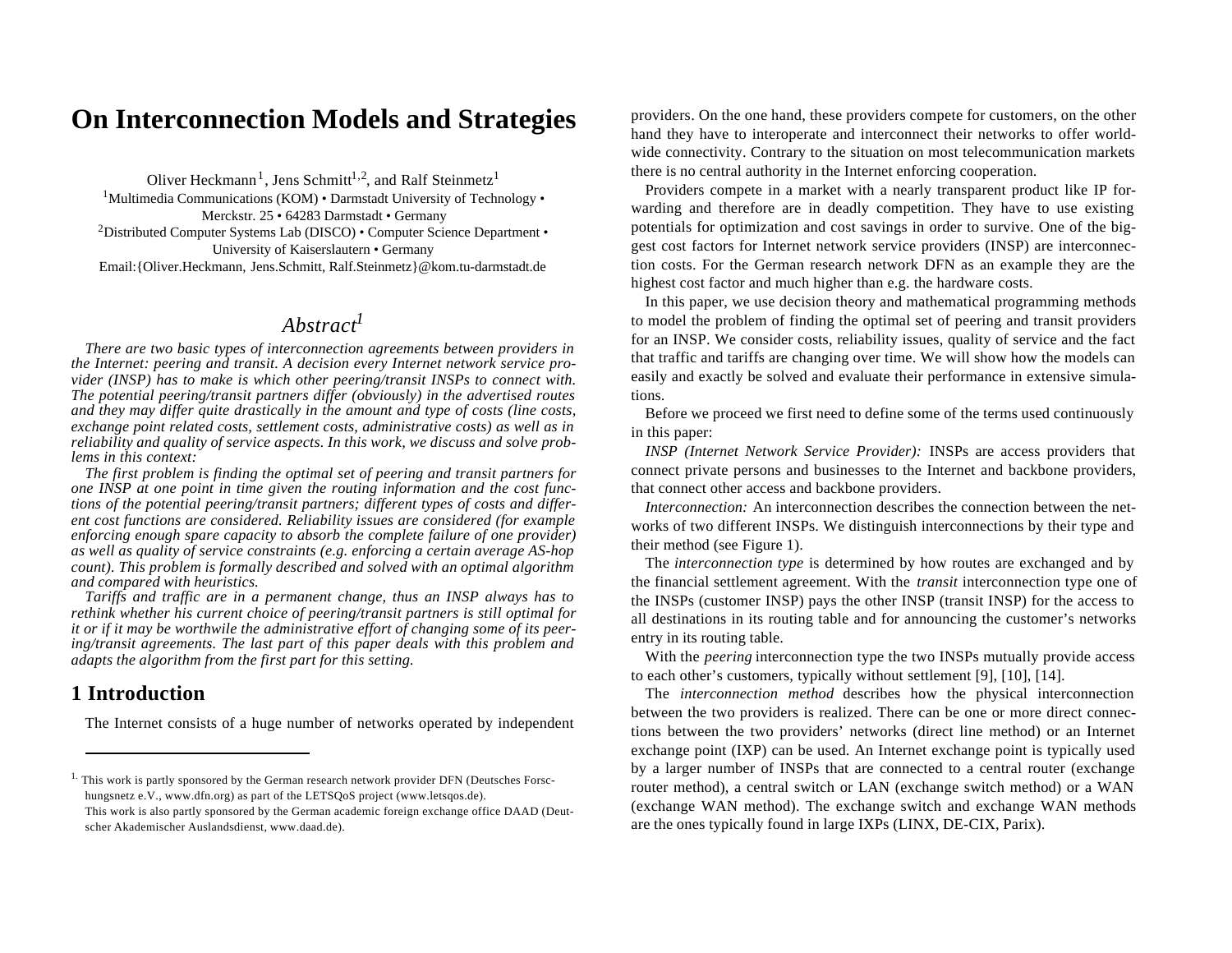# On Interconnection Models and Strategies

Oliver Heckmann[1], Jens Schmitt[1,2], and Ralf Steinmetz[1]

[1]Multimedia Communications (KOM) • Darmstadt University of Technology • Merckstr. 25 • 64283 Darmstadt • Germany

[2]Distributed Computer Systems Lab (DISCO) • Computer Science Department • University of Kaiserslautern • Germany

Email:{Oliver.Heckmann, Jens.Schmitt, Ralf.Steinmetz}@kom.tu-darmstadt.de

## *Abstract*[1]

*There are two basic types of interconnection agreements between providers in the Internet: peering and transit. A decision every Internet network service provider (INSP) has to make is which other peering/transit INSPs to connect with. The potential peering/transit partners differ (obviously) in the advertised routes and they may differ quite drastically in the amount and type of costs (line costs, exchange point related costs, settlement costs, administrative costs) as well as in reliability and quality of service aspects. In this work, we discuss and solve problems in this context:*

*The first problem is finding the optimal set of peering and transit partners for one INSP at one point in time given the routing information and the cost functions of the potential peering/transit partners; different types of costs and different cost functions are considered. Reliability issues are considered (for example enforcing enough spare capacity to absorb the complete failure of one provider) as well as quality of service constraints (e.g. enforcing a certain average AS-hop count). This problem is formally described and solved with an optimal algorithm and compared with heuristics.*

*Tariffs and traffic are in a permanent change, thus an INSP always has to rethink whether his current choice of peering/transit partners is still optimal for it or if it may be worthwhile the administrative effort of changing some of its peering/transit agreements. The last part of this paper deals with this problem and adapts the algorithm from the first part for this setting.*

## 1 Introduction

The Internet consists of a huge number of networks operated by independent providers. On the one hand, these providers compete for customers, on the other hand they have to interoperate and interconnect their networks to offer worldwide connectivity. Contrary to the situation on most telecommunication markets there is no central authority in the Internet enforcing cooperation.

Providers compete in a market with a nearly transparent product like IP forwarding and therefore are in deadly competition. They have to use existing potentials for optimization and cost savings in order to survive. One of the biggest cost factors for Internet network service providers (INSP) are interconnection costs. For the German research network DFN as an example they are the highest cost factor and much higher than e.g. the hardware costs.

In this paper, we use decision theory and mathematical programming methods to model the problem of finding the optimal set of peering and transit providers for an INSP. We consider costs, reliability issues, quality of service and the fact that traffic and tariffs are changing over time. We will show how the models can easily and exactly be solved and evaluate their performance in extensive simulations.

Before we proceed we first need to define some of the terms used continuously in this paper:

*INSP (Internet Network Service Provider):* INSPs are access providers that connect private persons and businesses to the Internet and backbone providers, that connect other access and backbone providers.

*Interconnection:* An interconnection describes the connection between the networks of two different INSPs. We distinguish interconnections by their type and their method (see Figure 1).

The *interconnection type* is determined by how routes are exchanged and by the financial settlement agreement. With the *transit* interconnection type one of the INSPs (customer INSP) pays the other INSP (transit INSP) for the access to all destinations in its routing table and for announcing the customer's networks entry in its routing table.

With the *peering* interconnection type the two INSPs mutually provide access to each other's customers, typically without settlement [9], [10], [14].

The *interconnection method* describes how the physical interconnection between the two providers is realized. There can be one or more direct connections between the two providers' networks (direct line method) or an Internet exchange point (IXP) can be used. An Internet exchange point is typically used by a larger number of INSPs that are connected to a central router (exchange router method), a central switch or LAN (exchange switch method) or a WAN (exchange WAN method). The exchange switch and exchange WAN methods are the ones typically found in large IXPs (LINX, DE-CIX, Parix).

---

[1] This work is partly sponsored by the German research network provider DFN (Deutsches Forschungsnetz e.V., www.dfn.org) as part of the LETSQoS project (www.letsqos.de).
This work is also partly sponsored by the German academic foreign exchange office DAAD (Deutscher Akademischer Auslandsdienst, www.daad.de).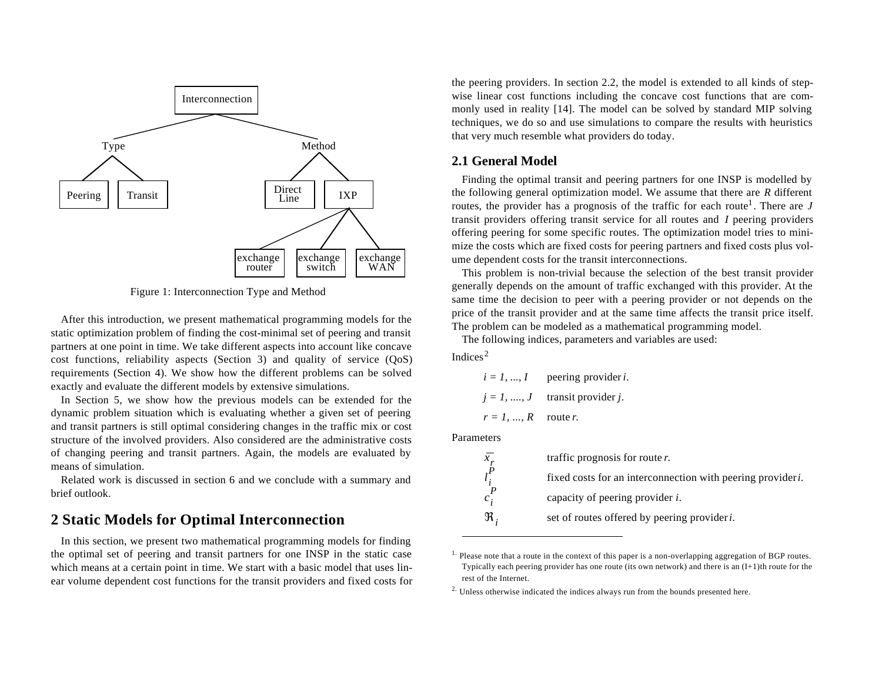Figure 1: Interconnection Type and Method

After this introduction, we present mathematical programming models for the static optimization problem of finding the cost-minimal set of peering and transit partners at one point in time. We take different aspects into account like concave cost functions, reliability aspects (Section 3) and quality of service (QoS) requirements (Section 4). We show how the different problems can be solved exactly and evaluate the different models by extensive simulations.

In Section 5, we show how the previous models can be extended for the dynamic problem situation which is evaluating whether a given set of peering and transit partners is still optimal considering changes in the traffic mix or cost structure of the involved providers. Also considered are the administrative costs of changing peering and transit partners. Again, the models are evaluated by means of simulation.

Related work is discussed in section 6 and we conclude with a summary and brief outlook.

## 2 Static Models for Optimal Interconnection

In this section, we present two mathematical programming models for finding the optimal set of peering and transit partners for one INSP in the static case which means at a certain point in time. We start with a basic model that uses linear volume dependent cost functions for the transit providers and fixed costs for the peering providers. In section 2.2, the model is extended to all kinds of step-wise linear cost functions including the concave cost functions that are commonly used in reality [14]. The model can be solved by standard MIP solving techniques, we do so and use simulations to compare the results with heuristics that very much resemble what providers do today.

### 2.1 General Model

Finding the optimal transit and peering partners for one INSP is modelled by the following general optimization model. We assume that there are $R$ different routes, the provider has a prognosis of the traffic for each route[1]. There are $J$ transit providers offering transit service for all routes and $I$ peering providers offering peering for some specific routes. The optimization model tries to minimize the costs which are fixed costs for peering partners and fixed costs plus volume dependent costs for the transit interconnections.

This problem is non-trivial because the selection of the best transit provider generally depends on the amount of traffic exchanged with this provider. At the same time the decision to peer with a peering provider or not depends on the price of the transit provider and at the same time affects the transit price itself. The problem can be modeled as a mathematical programming model.

The following indices, parameters and variables are used:

Indices[2]

| | |
|---|---|
| $i = 1, ..., I$ | peering provider $i$. |
| $j = 1, ...., J$ | transit provider $j$. |
| $r = 1, ..., R$ | route $r$. |

Parameters

| | |
|---|---|
| $\overline{x_r}$ | traffic prognosis for route $r$. |
| $l_i^P$ | fixed costs for an interconnection with peering provider $i$. |
| $c_i^P$ | capacity of peering provider $i$. |
| $\Re_i$ | set of routes offered by peering provider $i$. |

[1] Please note that a route in the context of this paper is a non-overlapping aggregation of BGP routes. Typically each peering provider has one route (its own network) and there is an (I+1)th route for the rest of the Internet.

[2] Unless otherwise indicated the indices always run from the bounds presented here.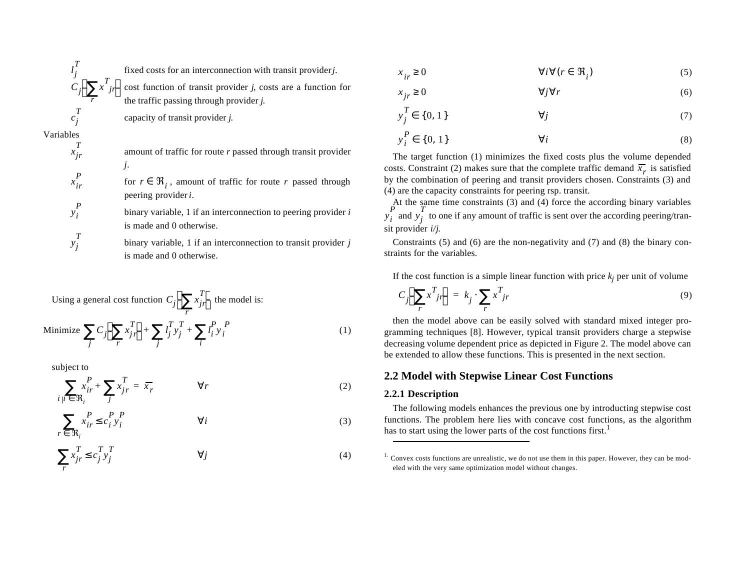$l_j^T$ fixed costs for an interconnection with transit provider $j$.

$C_j\left(\sum_r x^T_{jr}\right)$ cost function of transit provider $j$, costs are a function for the traffic passing through provider $j$.

$c_j^T$ capacity of transit provider $j$.

Variables

$x_{jr}^T$ amount of traffic for route $r$ passed through transit provider $j$.

$x_{ir}^P$ for $r \in \Re_i$, amount of traffic for route $r$ passed through peering provider $i$.

$y_i^P$ binary variable, 1 if an interconnection to peering provider $i$ is made and 0 otherwise.

$y_j^T$ binary variable, 1 if an interconnection to transit provider $j$ is made and 0 otherwise.

Using a general cost function $C_j\left(\sum_r x_{jr}^T\right)$ the model is:

$$\text{Minimize } \sum_j C_j\left(\sum_r x_{jr}^T\right) + \sum_j l_j^T y_j^T + \sum_i l_i^P y_i^P \tag{1}$$

subject to

$$\sum_{i \mid i \in \Re_i} x_{ir}^P + \sum_j x_{jr}^T = \overline{x_r} \qquad \forall r \tag{2}$$

$$\sum_{r \in \Re_i} x_{ir}^P \le c_i^P y_i^P \qquad \forall i \tag{3}$$

$$\sum_r x_{jr}^T \le c_j^T y_j^T \qquad \forall j \tag{4}$$

$$x_{ir} \ge 0 \qquad \forall i \forall (r \in \Re_i) \tag{5}$$

$$x_{jr} \ge 0 \qquad \forall j \forall r \tag{6}$$

$$y_j^T \in \{0, 1\} \qquad \forall j \tag{7}$$

$$y_i^P \in \{0, 1\} \qquad \forall i \tag{8}$$

The target function (1) minimizes the fixed costs plus the volume depended costs. Constraint (2) makes sure that the complete traffic demand $\overline{x_r}$ is satisfied by the combination of peering and transit providers chosen. Constraints (3) and (4) are the capacity constraints for peering rsp. transit.

At the same time constraints (3) and (4) force the according binary variables $y_i^P$ and $y_j^T$ to one if any amount of traffic is sent over the according peering/transit provider $i/j$.

Constraints (5) and (6) are the non-negativity and (7) and (8) the binary constraints for the variables.

If the cost function is a simple linear function with price $k_j$ per unit of volume

$$C_j\left(\sum_r x^T_{jr}\right) = k_j \cdot \sum_r x^T_{jr} \tag{9}$$

then the model above can be easily solved with standard mixed integer programming techniques [8]. However, typical transit providers charge a stepwise decreasing volume dependent price as depicted in Figure 2. The model above can be extended to allow these functions. This is presented in the next section.

## 2.2 Model with Stepwise Linear Cost Functions

### 2.2.1 Description

The following models enhances the previous one by introducting stepwise cost functions. The problem here lies with concave cost functions, as the algorithm has to start using the lower parts of the cost functions first.[1]

---

1. Convex costs functions are unrealistic, we do not use them in this paper. However, they can be modeled with the very same optimization model without changes.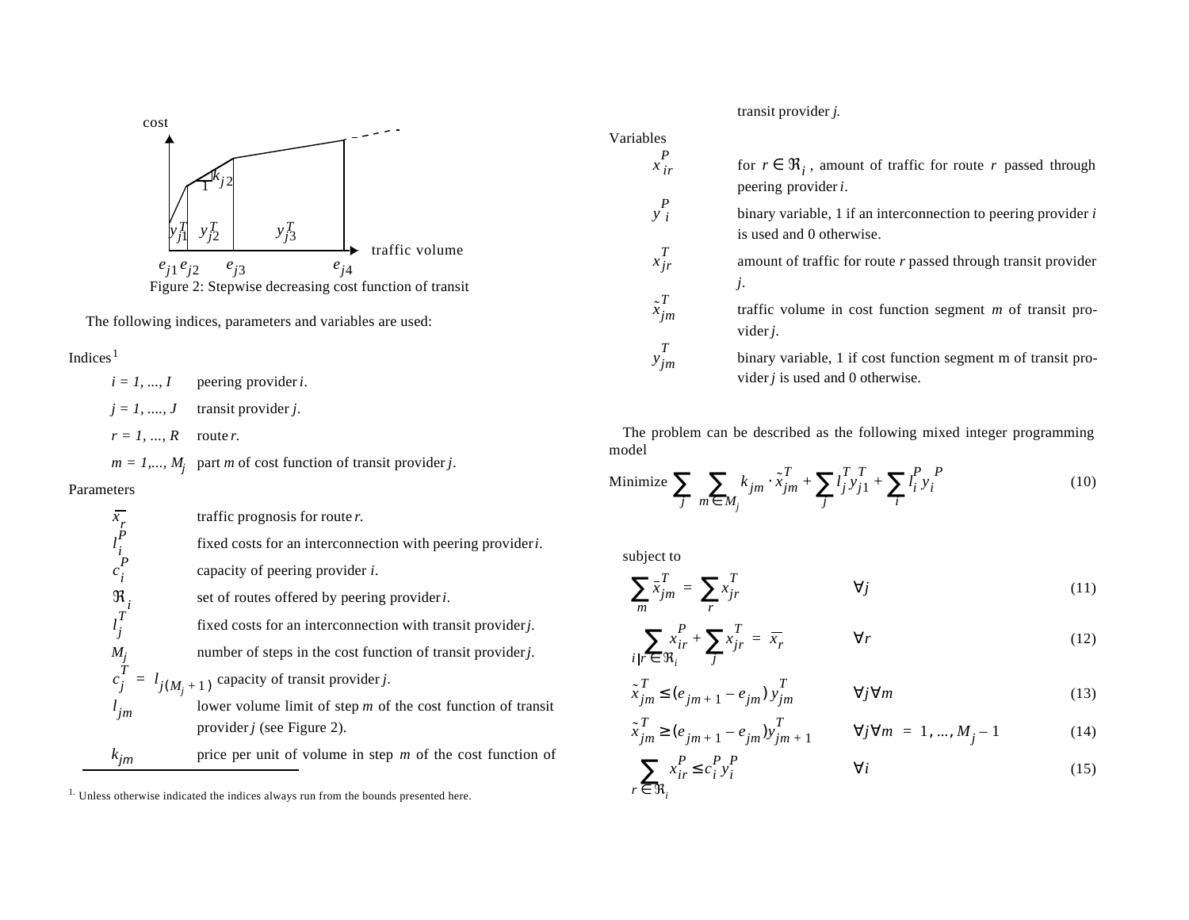Figure 2: Stepwise decreasing cost function of transit

The following indices, parameters and variables are used:

Indices[1]

| | |
|---|---|
| $i = 1, ..., I$ | peering provider $i$. |
| $j = 1, ...., J$ | transit provider $j$. |
| $r = 1, ..., R$ | route $r$. |
| $m = 1,..., M_j$ | part $m$ of cost function of transit provider $j$. |

Parameters

| | |
|---|---|
| $\overline{x_r}$ | traffic prognosis for route $r$. |
| $l_i^P$ | fixed costs for an interconnection with peering provider $i$. |
| $c_i^P$ | capacity of peering provider $i$. |
| $\Re_i$ | set of routes offered by peering provider $i$. |
| $l_j^T$ | fixed costs for an interconnection with transit provider $j$. |
| $M_j$ | number of steps in the cost function of transit provider $j$. |
| $c_j^T = l_{j(M_j+1)}$ | capacity of transit provider $j$. |
| $l_{jm}$ | lower volume limit of step $m$ of the cost function of transit provider $j$ (see Figure 2). |
| $k_{jm}$ | price per unit of volume in step $m$ of the cost function of transit provider $j$. |

Variables

| | |
|---|---|
| $x_{ir}^P$ | for $r \in \Re_i$, amount of traffic for route $r$ passed through peering provider $i$. |
| $y_i^P$ | binary variable, 1 if an interconnection to peering provider $i$ is used and 0 otherwise. |
| $x_{jr}^T$ | amount of traffic for route $r$ passed through transit provider $j$. |
| $\tilde{x}_{jm}^T$ | traffic volume in cost function segment $m$ of transit provider $j$. |
| $y_{jm}^T$ | binary variable, 1 if cost function segment m of transit provider $j$ is used and 0 otherwise. |

The problem can be described as the following mixed integer programming model

$$\text{Minimize} \sum_j \sum_{m \in M_j} k_{jm} \cdot \tilde{x}_{jm}^T + \sum_j l_j^T y_{j1}^T + \sum_i l_i^P y_i^P \tag{10}$$

subject to

$$\sum_m \tilde{x}_{jm}^T = \sum_r x_{jr}^T \qquad \forall j \tag{11}$$

$$\sum_{i | r \in \Re_i} x_{ir}^P + \sum_j x_{jr}^T = \overline{x_r} \qquad \forall r \tag{12}$$

$$\tilde{x}_{jm}^T \le (e_{jm+1} - e_{jm})\, y_{jm}^T \qquad \forall j \forall m \tag{13}$$

$$\tilde{x}_{jm}^T \ge (e_{jm+1} - e_{jm}) y_{jm+1}^T \qquad \forall j \forall m = 1, ..., M_j - 1 \tag{14}$$

$$\sum_{r \in \Re_i} x_{ir}^P \le c_i^P y_i^P \qquad \forall i \tag{15}$$

[1] Unless otherwise indicated the indices always run from the bounds presented here.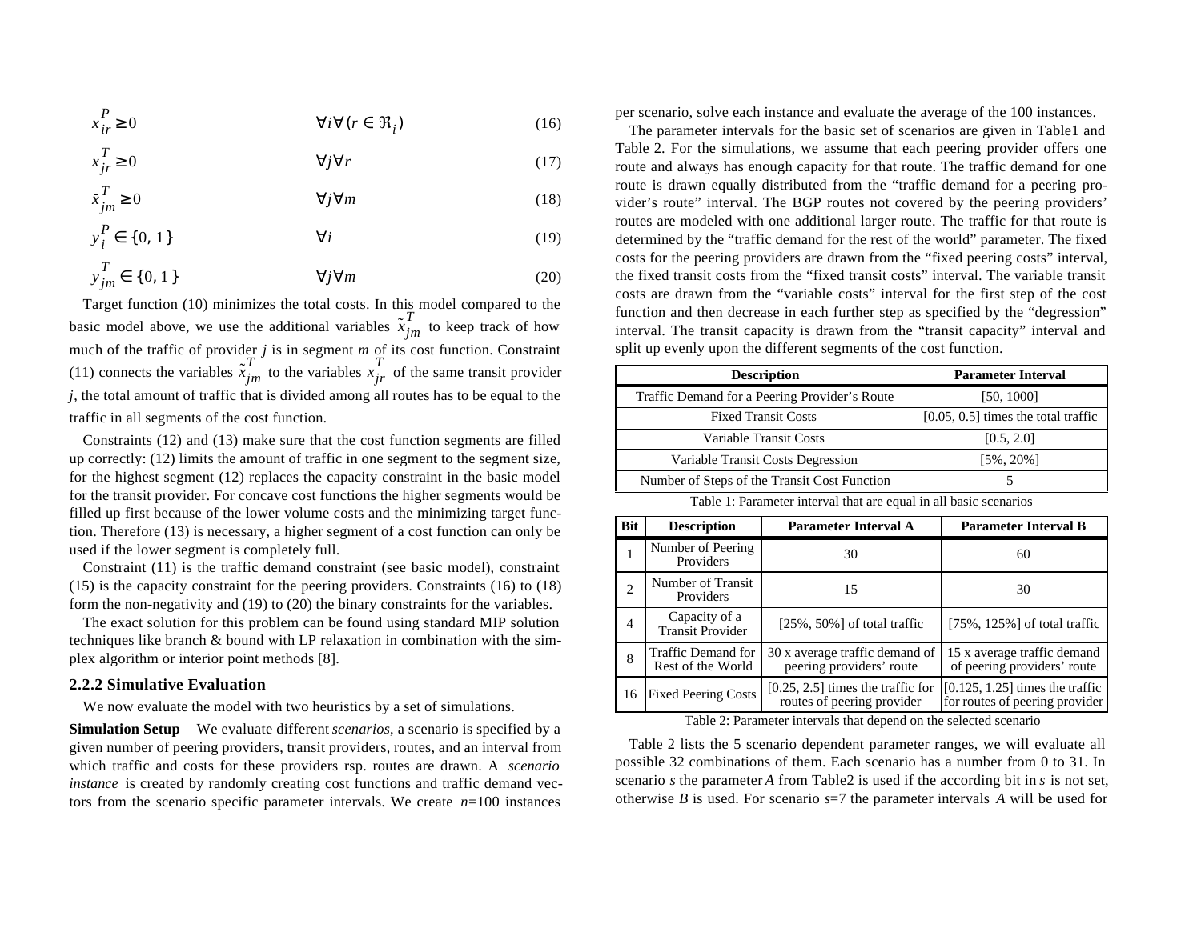$$x_{ir}^P \geq 0 \qquad \forall i \forall (r \in \Re_i) \tag{16}$$

$$x_{jr}^T \geq 0 \qquad \forall j \forall r \tag{17}$$

$$\tilde{x}_{jm}^T \geq 0 \qquad \forall j \forall m \tag{18}$$

$$y_i^P \in \{0, 1\} \qquad \forall i \tag{19}$$

$$y_{jm}^T \in \{0, 1\} \qquad \forall j \forall m \tag{20}$$

Target function (10) minimizes the total costs. In this model compared to the basic model above, we use the additional variables $\tilde{x}_{jm}^T$ to keep track of how much of the traffic of provider $j$ is in segment $m$ of its cost function. Constraint (11) connects the variables $\tilde{x}_{jm}^T$ to the variables $x_{jr}^T$ of the same transit provider $j$, the total amount of traffic that is divided among all routes has to be equal to the traffic in all segments of the cost function.

Constraints (12) and (13) make sure that the cost function segments are filled up correctly: (12) limits the amount of traffic in one segment to the segment size, for the highest segment (12) replaces the capacity constraint in the basic model for the transit provider. For concave cost functions the higher segments would be filled up first because of the lower volume costs and the minimizing target function. Therefore (13) is necessary, a higher segment of a cost function can only be used if the lower segment is completely full.

Constraint (11) is the traffic demand constraint (see basic model), constraint (15) is the capacity constraint for the peering providers. Constraints (16) to (18) form the non-negativity and (19) to (20) the binary constraints for the variables.

The exact solution for this problem can be found using standard MIP solution techniques like branch & bound with LP relaxation in combination with the simplex algorithm or interior point methods [8].

### 2.2.2 Simulative Evaluation

We now evaluate the model with two heuristics by a set of simulations.

**Simulation Setup** We evaluate different *scenarios*, a scenario is specified by a given number of peering providers, transit providers, routes, and an interval from which traffic and costs for these providers rsp. routes are drawn. A *scenario instance* is created by randomly creating cost functions and traffic demand vectors from the scenario specific parameter intervals. We create $n$=100 instances per scenario, solve each instance and evaluate the average of the 100 instances.

The parameter intervals for the basic set of scenarios are given in Table1 and Table 2. For the simulations, we assume that each peering provider offers one route and always has enough capacity for that route. The traffic demand for one route is drawn equally distributed from the "traffic demand for a peering provider's route" interval. The BGP routes not covered by the peering providers' routes are modeled with one additional larger route. The traffic for that route is determined by the "traffic demand for the rest of the world" parameter. The fixed costs for the peering providers are drawn from the "fixed peering costs" interval, the fixed transit costs from the "fixed transit costs" interval. The variable transit costs are drawn from the "variable costs" interval for the first step of the cost function and then decrease in each further step as specified by the "degression" interval. The transit capacity is drawn from the "transit capacity" interval and split up evenly upon the different segments of the cost function.

| Description | Parameter Interval |
|---|---|
| Traffic Demand for a Peering Provider's Route | [50, 1000] |
| Fixed Transit Costs | [0.05, 0.5] times the total traffic |
| Variable Transit Costs | [0.5, 2.0] |
| Variable Transit Costs Degression | [5%, 20%] |
| Number of Steps of the Transit Cost Function | 5 |

Table 1: Parameter interval that are equal in all basic scenarios

| Bit | Description | Parameter Interval A | Parameter Interval B |
|---|---|---|---|
| 1 | Number of Peering Providers | 30 | 60 |
| 2 | Number of Transit Providers | 15 | 30 |
| 4 | Capacity of a Transit Provider | [25%, 50%] of total traffic | [75%, 125%] of total traffic |
| 8 | Traffic Demand for Rest of the World | 30 x average traffic demand of peering providers' route | 15 x average traffic demand of peering providers' route |
| 16 | Fixed Peering Costs | [0.25, 2.5] times the traffic for routes of peering provider | [0.125, 1.25] times the traffic for routes of peering provider |

Table 2: Parameter intervals that depend on the selected scenario

Table 2 lists the 5 scenario dependent parameter ranges, we will evaluate all possible 32 combinations of them. Each scenario has a number from 0 to 31. In scenario $s$ the parameter $A$ from Table2 is used if the according bit in $s$ is not set, otherwise $B$ is used. For scenario $s$=7 the parameter intervals $A$ will be used for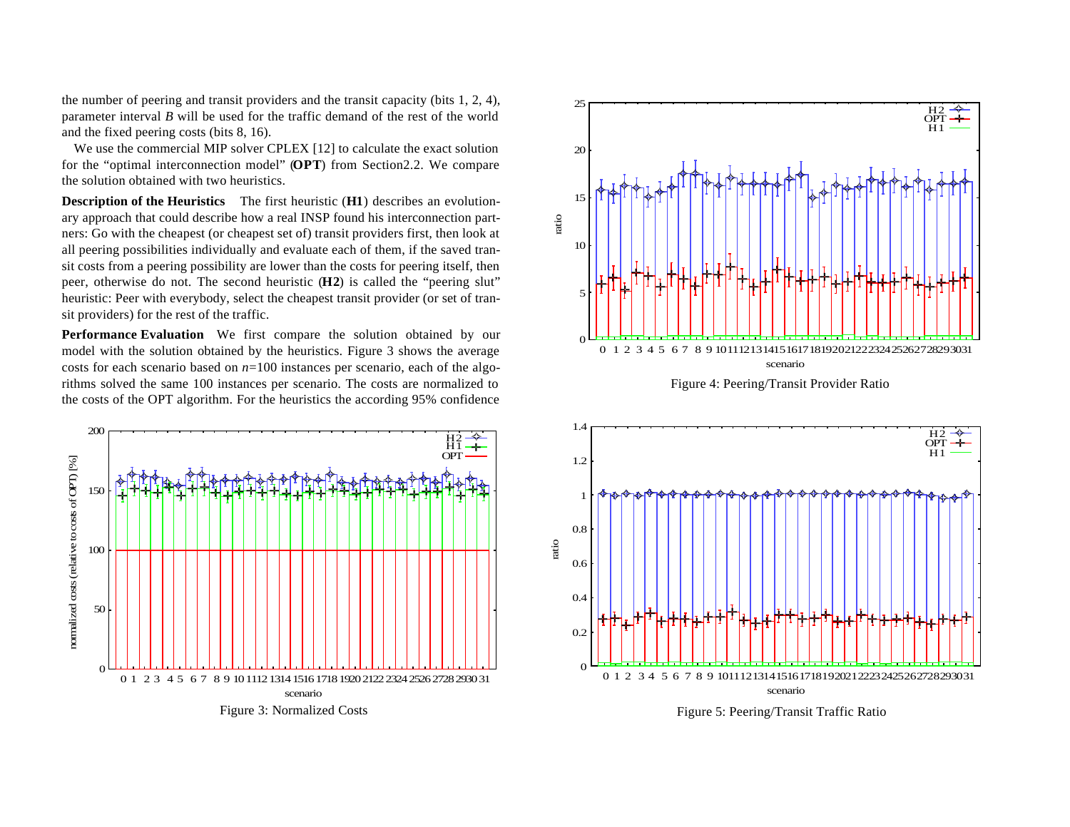the number of peering and transit providers and the transit capacity (bits 1, 2, 4), parameter interval *B* will be used for the traffic demand of the rest of the world and the fixed peering costs (bits 8, 16).

We use the commercial MIP solver CPLEX [12] to calculate the exact solution for the "optimal interconnection model" (**OPT**) from Section2.2. We compare the solution obtained with two heuristics.

**Description of the Heuristics** The first heuristic (**H1**) describes an evolutionary approach that could describe how a real INSP found his interconnection partners: Go with the cheapest (or cheapest set of) transit providers first, then look at all peering possibilities individually and evaluate each of them, if the saved transit costs from a peering possibility are lower than the costs for peering itself, then peer, otherwise do not. The second heuristic (**H2**) is called the "peering slut" heuristic: Peer with everybody, select the cheapest transit provider (or set of transit providers) for the rest of the traffic.

**Performance Evaluation** We first compare the solution obtained by our model with the solution obtained by the heuristics. Figure 3 shows the average costs for each scenario based on $n$=100 instances per scenario, each of the algorithms solved the same 100 instances per scenario. The costs are normalized to the costs of the OPT algorithm. For the heuristics the according 95% confidence

Figure 3: Normalized Costs

Figure 4: Peering/Transit Provider Ratio

Figure 5: Peering/Transit Traffic Ratio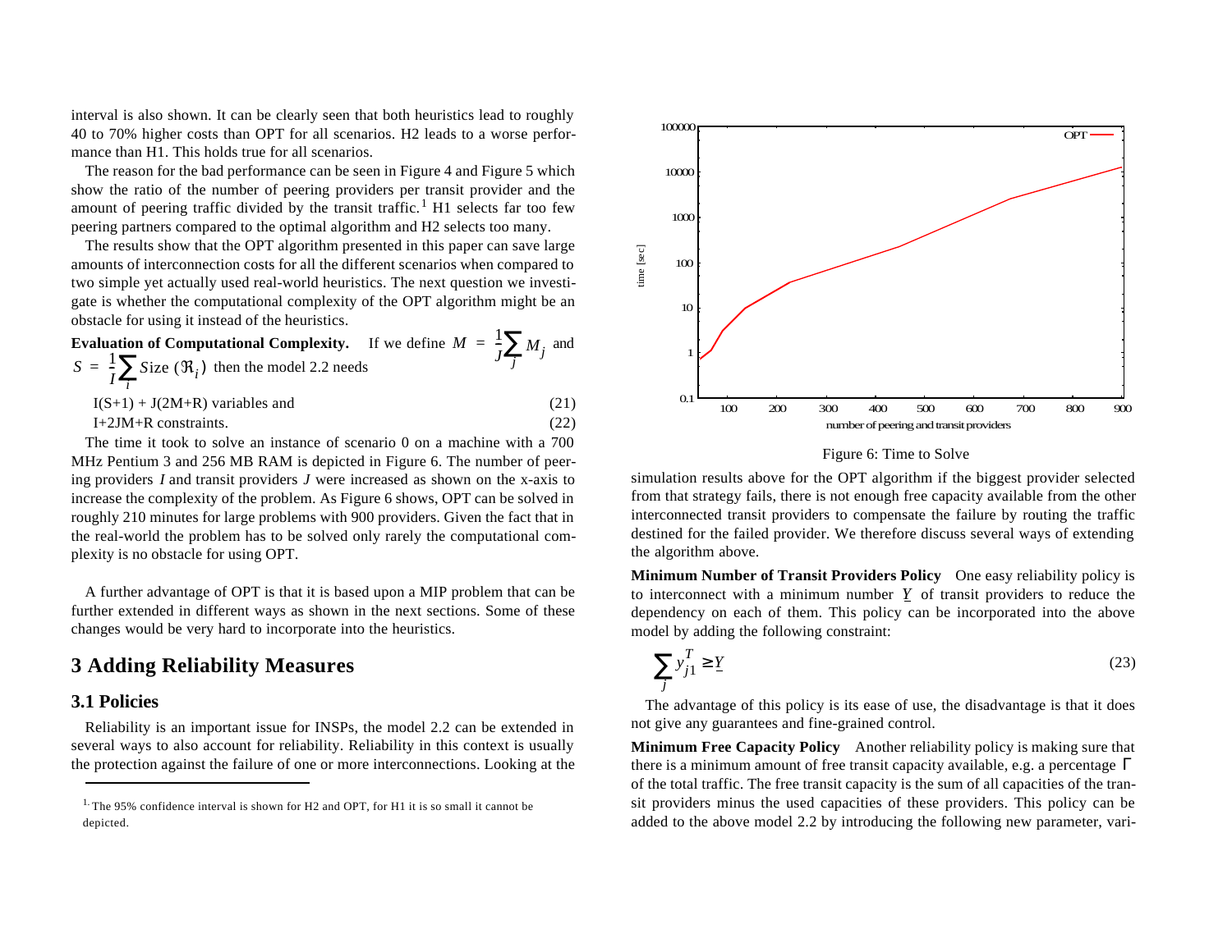interval is also shown. It can be clearly seen that both heuristics lead to roughly 40 to 70% higher costs than OPT for all scenarios. H2 leads to a worse performance than H1. This holds true for all scenarios.

The reason for the bad performance can be seen in Figure 4 and Figure 5 which show the ratio of the number of peering providers per transit provider and the amount of peering traffic divided by the transit traffic.[1] H1 selects far too few peering partners compared to the optimal algorithm and H2 selects too many.

The results show that the OPT algorithm presented in this paper can save large amounts of interconnection costs for all the different scenarios when compared to two simple yet actually used real-world heuristics. The next question we investigate is whether the computational complexity of the OPT algorithm might be an obstacle for using it instead of the heuristics.

**Evaluation of Computational Complexity.** If we define $M = \frac{1}{J}\sum_j M_j$ and $S = \frac{1}{I}\sum_i \text{Size}(\Re_i)$ then the model 2.2 needs

$$I(S+1) + J(2M+R) \text{ variables and} \tag{21}$$

$$I+2JM+R \text{ constraints.} \tag{22}$$

The time it took to solve an instance of scenario 0 on a machine with a 700 MHz Pentium 3 and 256 MB RAM is depicted in Figure 6. The number of peering providers $I$ and transit providers $J$ were increased as shown on the x-axis to increase the complexity of the problem. As Figure 6 shows, OPT can be solved in roughly 210 minutes for large problems with 900 providers. Given the fact that in the real-world the problem has to be solved only rarely the computational complexity is no obstacle for using OPT.

A further advantage of OPT is that it is based upon a MIP problem that can be further extended in different ways as shown in the next sections. Some of these changes would be very hard to incorporate into the heuristics.

## 3 Adding Reliability Measures

### 3.1 Policies

Reliability is an important issue for INSPs, the model 2.2 can be extended in several ways to also account for reliability. Reliability in this context is usually the protection against the failure of one or more interconnections. Looking at the simulation results above for the OPT algorithm if the biggest provider selected from that strategy fails, there is not enough free capacity available from the other interconnected transit providers to compensate the failure by routing the traffic destined for the failed provider. We therefore discuss several ways of extending the algorithm above.

[1] The 95% confidence interval is shown for H2 and OPT, for H1 it is so small it cannot be depicted.

Figure 6: Time to Solve

**Minimum Number of Transit Providers Policy** One easy reliability policy is to interconnect with a minimum number $\underline{Y}$ of transit providers to reduce the dependency on each of them. This policy can be incorporated into the above model by adding the following constraint:

$$\sum_j y_{j1}^T \geq \underline{Y} \tag{23}$$

The advantage of this policy is its ease of use, the disadvantage is that it does not give any guarantees and fine-grained control.

**Minimum Free Capacity Policy** Another reliability policy is making sure that there is a minimum amount of free transit capacity available, e.g. a percentage $\Gamma$ of the total traffic. The free transit capacity is the sum of all capacities of the transit providers minus the used capacities of these providers. This policy can be added to the above model 2.2 by introducing the following new parameter, vari-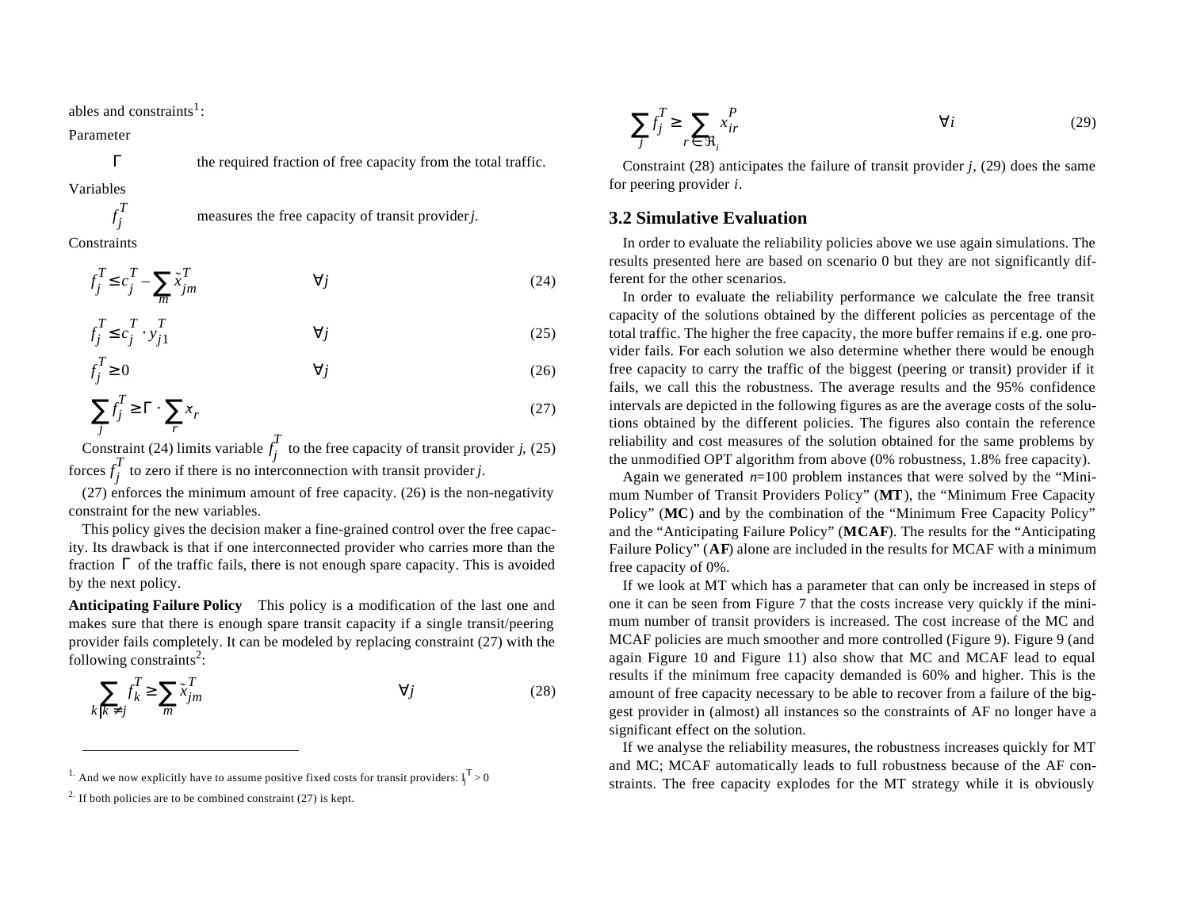ables and constraints[1]:

Parameter

$\Gamma$ the required fraction of free capacity from the total traffic.

Variables

$f_j^T$ measures the free capacity of transit provider $j$.

Constraints

$$f_j^T \le c_j^T - \sum_m \tilde{x}_{jm}^T \qquad \forall j \tag{24}$$

$$f_j^T \le c_j^T \cdot y_{j1}^T \qquad \forall j \tag{25}$$

$$f_j^T \ge 0 \qquad \forall j \tag{26}$$

$$\sum_j f_j^T \ge \Gamma \cdot \sum_r x_r \tag{27}$$

Constraint (24) limits variable $f_j^T$ to the free capacity of transit provider $j$, (25) forces $f_j^T$ to zero if there is no interconnection with transit provider $j$.

(27) enforces the minimum amount of free capacity. (26) is the non-negativity constraint for the new variables.

This policy gives the decision maker a fine-grained control over the free capacity. Its drawback is that if one interconnected provider who carries more than the fraction $\Gamma$ of the traffic fails, there is not enough spare capacity. This is avoided by the next policy.

**Anticipating Failure Policy** This policy is a modification of the last one and makes sure that there is enough spare transit capacity if a single transit/peering provider fails completely. It can be modeled by replacing constraint (27) with the following constraints[2]:

$$\sum_{k | k \ne j} f_k^T \ge \sum_m \tilde{x}_{jm}^T \qquad \forall j \tag{28}$$

$$\sum_j f_j^T \ge \sum_{r \in \Re_i} x_{ir}^P \qquad \forall i \tag{29}$$

Constraint (28) anticipates the failure of transit provider $j$, (29) does the same for peering provider $i$.

## 3.2 Simulative Evaluation

In order to evaluate the reliability policies above we use again simulations. The results presented here are based on scenario 0 but they are not significantly different for the other scenarios.

In order to evaluate the reliability performance we calculate the free transit capacity of the solutions obtained by the different policies as percentage of the total traffic. The higher the free capacity, the more buffer remains if e.g. one provider fails. For each solution we also determine whether there would be enough free capacity to carry the traffic of the biggest (peering or transit) provider if it fails, we call this the robustness. The average results and the 95% confidence intervals are depicted in the following figures as are the average costs of the solutions obtained by the different policies. The figures also contain the reference reliability and cost measures of the solution obtained for the same problems by the unmodified OPT algorithm from above (0% robustness, 1.8% free capacity).

Again we generated $n$=100 problem instances that were solved by the "Minimum Number of Transit Providers Policy" (**MT**), the "Minimum Free Capacity Policy" (**MC**) and by the combination of the "Minimum Free Capacity Policy" and the "Anticipating Failure Policy" (**MCAF**). The results for the "Anticipating Failure Policy" (**AF**) alone are included in the results for MCAF with a minimum free capacity of 0%.

If we look at MT which has a parameter that can only be increased in steps of one it can be seen from Figure 7 that the costs increase very quickly if the minimum number of transit providers is increased. The cost increase of the MC and MCAF policies are much smoother and more controlled (Figure 9). Figure 9 (and again Figure 10 and Figure 11) also show that MC and MCAF lead to equal results if the minimum free capacity demanded is 60% and higher. This is the amount of free capacity necessary to be able to recover from a failure of the biggest provider in (almost) all instances so the constraints of AF no longer have a significant effect on the solution.

If we analyse the reliability measures, the robustness increases quickly for MT and MC; MCAF automatically leads to full robustness because of the AF constraints. The free capacity explodes for the MT strategy while it is obviously

---

[1] And we now explicitly have to assume positive fixed costs for transit providers: $l_j^T > 0$

[2] If both policies are to be combined constraint (27) is kept.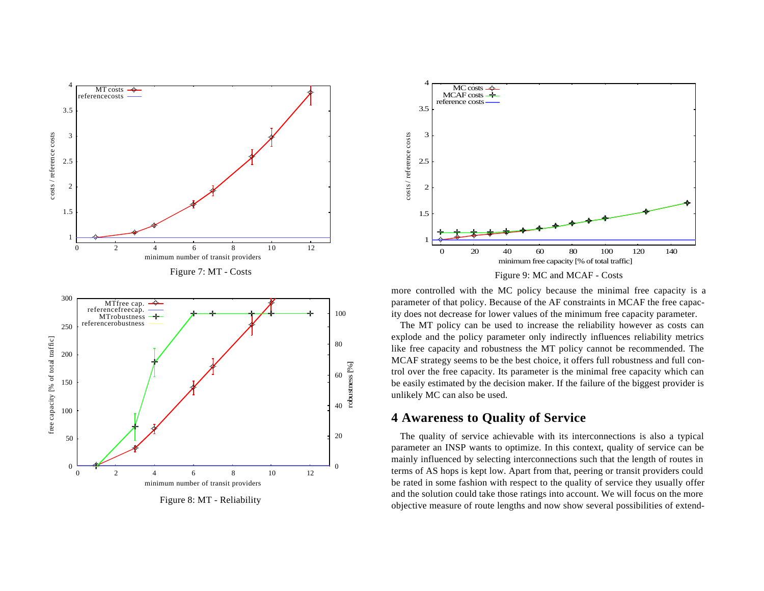Figure 7: MT - Costs

Figure 8: MT - Reliability

Figure 9: MC and MCAF - Costs

more controlled with the MC policy because the minimal free capacity is a parameter of that policy. Because of the AF constraints in MCAF the free capacity does not decrease for lower values of the minimum free capacity parameter.

The MT policy can be used to increase the reliability however as costs can explode and the policy parameter only indirectly influences reliability metrics like free capacity and robustness the MT policy cannot be recommended. The MCAF strategy seems to be the best choice, it offers full robustness and full control over the free capacity. Its parameter is the minimal free capacity which can be easily estimated by the decision maker. If the failure of the biggest provider is unlikely MC can also be used.

## 4 Awareness to Quality of Service

The quality of service achievable with its interconnections is also a typical parameter an INSP wants to optimize. In this context, quality of service can be mainly influenced by selecting interconnections such that the length of routes in terms of AS hops is kept low. Apart from that, peering or transit providers could be rated in some fashion with respect to the quality of service they usually offer and the solution could take those ratings into account. We will focus on the more objective measure of route lengths and now show several possibilities of extend-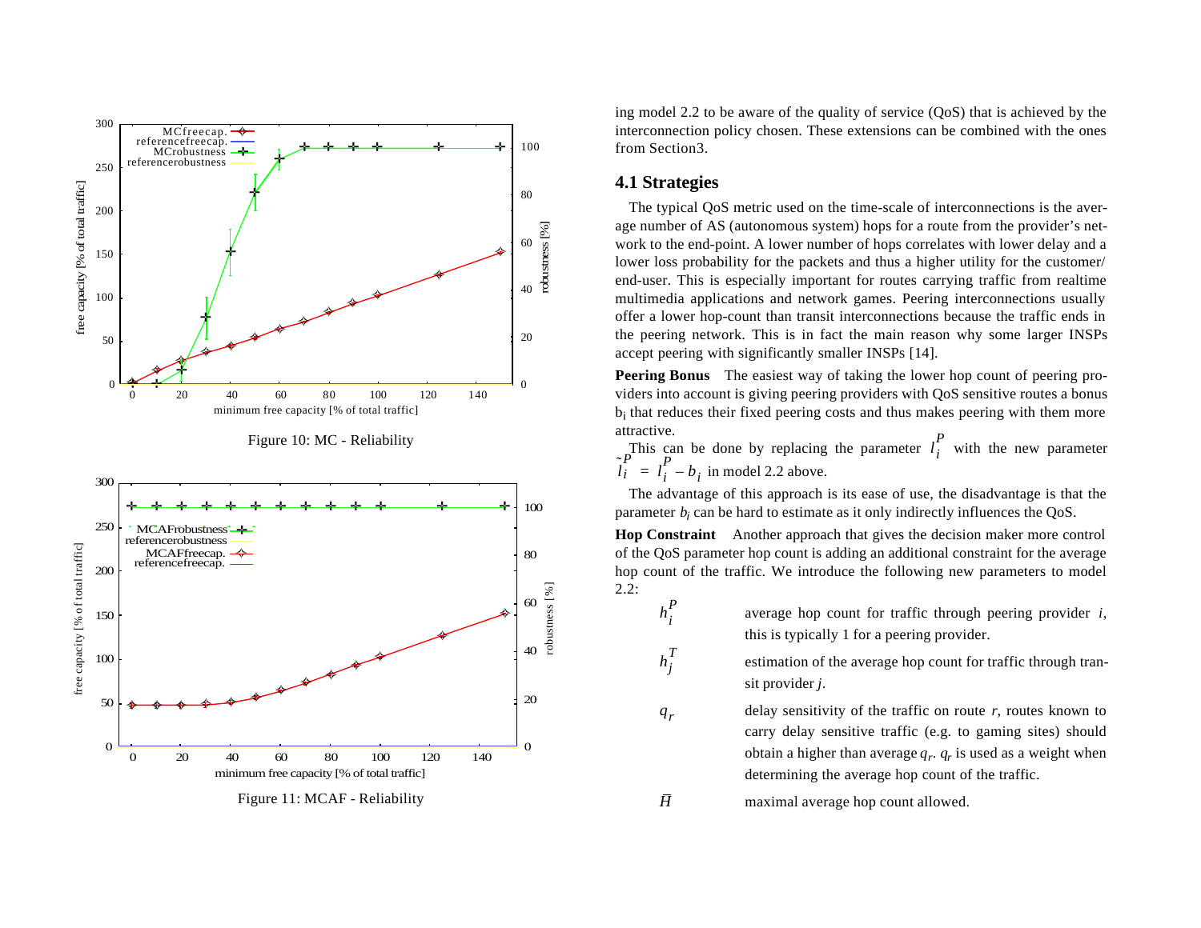Figure 10: MC - Reliability

Figure 11: MCAF - Reliability

ing model 2.2 to be aware of the quality of service (QoS) that is achieved by the interconnection policy chosen. These extensions can be combined with the ones from Section3.

## 4.1 Strategies

The typical QoS metric used on the time-scale of interconnections is the average number of AS (autonomous system) hops for a route from the provider's network to the end-point. A lower number of hops correlates with lower delay and a lower loss probability for the packets and thus a higher utility for the customer/end-user. This is especially important for routes carrying traffic from realtime multimedia applications and network games. Peering interconnections usually offer a lower hop-count than transit interconnections because the traffic ends in the peering network. This is in fact the main reason why some larger INSPs accept peering with significantly smaller INSPs [14].

**Peering Bonus** The easiest way of taking the lower hop count of peering providers into account is giving peering providers with QoS sensitive routes a bonus $b_i$ that reduces their fixed peering costs and thus makes peering with them more attractive.

This can be done by replacing the parameter $l_i^P$ with the new parameter $\tilde{l}_i^P = l_i^P - b_i$ in model 2.2 above.

The advantage of this approach is its ease of use, the disadvantage is that the parameter $b_i$ can be hard to estimate as it only indirectly influences the QoS.

**Hop Constraint** Another approach that gives the decision maker more control of the QoS parameter hop count is adding an additional constraint for the average hop count of the traffic. We introduce the following new parameters to model 2.2:

- $h_i^P$ — average hop count for traffic through peering provider $i$, this is typically 1 for a peering provider.
- $h_j^T$ — estimation of the average hop count for traffic through transit provider $j$.
- $q_r$ — delay sensitivity of the traffic on route $r$, routes known to carry delay sensitive traffic (e.g. to gaming sites) should obtain a higher than average $q_r$. $q_r$ is used as a weight when determining the average hop count of the traffic.
- $\bar{H}$ — maximal average hop count allowed.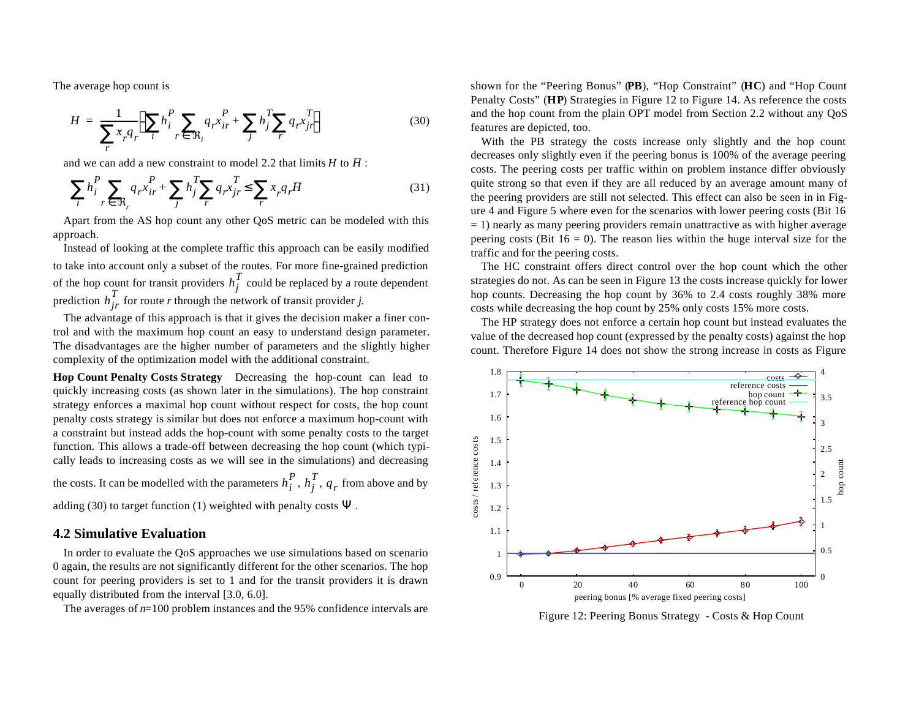The average hop count is

$$H = \frac{1}{\sum_r x_r q_r}\left(\sum_i h_i^P \sum_{r \in \Re_i} q_r x_{ir}^P + \sum_j h_j^T \sum_r q_r x_{jr}^T\right) \tag{30}$$

and we can add a new constraint to model 2.2 that limits $H$ to $\bar{H}$ :

$$\sum_i h_i^P \sum_{r \in \Re_r} q_r x_{ir}^P + \sum_j h_j^T \sum_r q_r x_{jr}^T \le \sum_r x_r q_r \bar{H} \tag{31}$$

Apart from the AS hop count any other QoS metric can be modeled with this approach.

Instead of looking at the complete traffic this approach can be easily modified to take into account only a subset of the routes. For more fine-grained prediction of the hop count for transit providers $h_j^T$ could be replaced by a route dependent prediction $h_{jr}^T$ for route *r* through the network of transit provider *j.*

The advantage of this approach is that it gives the decision maker a finer control and with the maximum hop count an easy to understand design parameter. The disadvantages are the higher number of parameters and the slightly higher complexity of the optimization model with the additional constraint.

**Hop Count Penalty Costs Strategy** Decreasing the hop-count can lead to quickly increasing costs (as shown later in the simulations). The hop constraint strategy enforces a maximal hop count without respect for costs, the hop count penalty costs strategy is similar but does not enforce a maximum hop-count with a constraint but instead adds the hop-count with some penalty costs to the target function. This allows a trade-off between decreasing the hop count (which typically leads to increasing costs as we will see in the simulations) and decreasing the costs. It can be modelled with the parameters $h_i^P$, $h_j^T$, $q_r$ from above and by adding (30) to target function (1) weighted with penalty costs $\Psi$ .

## 4.2 Simulative Evaluation

In order to evaluate the QoS approaches we use simulations based on scenario 0 again, the results are not significantly different for the other scenarios. The hop count for peering providers is set to 1 and for the transit providers it is drawn equally distributed from the interval [3.0, 6.0].

The averages of $n$=100 problem instances and the 95% confidence intervals are shown for the "Peering Bonus" (**PB**), "Hop Constraint" (**HC**) and "Hop Count Penalty Costs" (**HP**) Strategies in Figure 12 to Figure 14. As reference the costs and the hop count from the plain OPT model from Section 2.2 without any QoS features are depicted, too.

With the PB strategy the costs increase only slightly and the hop count decreases only slightly even if the peering bonus is 100% of the average peering costs. The peering costs per traffic within on problem instance differ obviously quite strong so that even if they are all reduced by an average amount many of the peering providers are still not selected. This effect can also be seen in in Figure 4 and Figure 5 where even for the scenarios with lower peering costs (Bit 16 = 1) nearly as many peering providers remain unattractive as with higher average peering costs (Bit 16 = 0). The reason lies within the huge interval size for the traffic and for the peering costs.

The HC constraint offers direct control over the hop count which the other strategies do not. As can be seen in Figure 13 the costs increase quickly for lower hop counts. Decreasing the hop count by 36% to 2.4 costs roughly 38% more costs while decreasing the hop count by 25% only costs 15% more costs.

The HP strategy does not enforce a certain hop count but instead evaluates the value of the decreased hop count (expressed by the penalty costs) against the hop count. Therefore Figure 14 does not show the strong increase in costs as Figure

Figure 12: Peering Bonus Strategy - Costs & Hop Count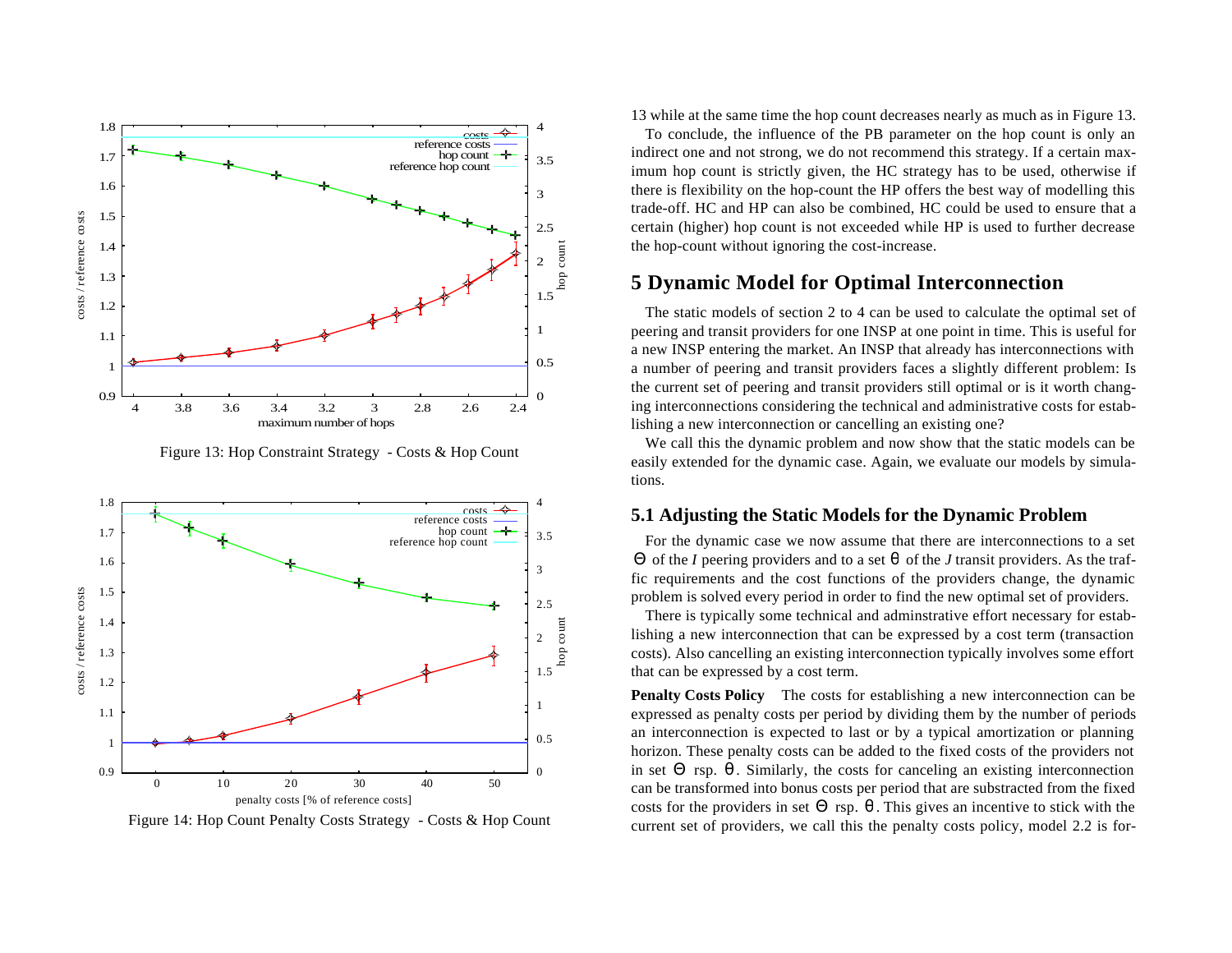Figure 13: Hop Constraint Strategy - Costs & Hop Count

Figure 14: Hop Count Penalty Costs Strategy - Costs & Hop Count

13 while at the same time the hop count decreases nearly as much as in Figure 13.

To conclude, the influence of the PB parameter on the hop count is only an indirect one and not strong, we do not recommend this strategy. If a certain maximum hop count is strictly given, the HC strategy has to be used, otherwise if there is flexibility on the hop-count the HP offers the best way of modelling this trade-off. HC and HP can also be combined, HC could be used to ensure that a certain (higher) hop count is not exceeded while HP is used to further decrease the hop-count without ignoring the cost-increase.

## 5 Dynamic Model for Optimal Interconnection

The static models of section 2 to 4 can be used to calculate the optimal set of peering and transit providers for one INSP at one point in time. This is useful for a new INSP entering the market. An INSP that already has interconnections with a number of peering and transit providers faces a slightly different problem: Is the current set of peering and transit providers still optimal or is it worth changing interconnections considering the technical and administrative costs for establishing a new interconnection or cancelling an existing one?

We call this the dynamic problem and now show that the static models can be easily extended for the dynamic case. Again, we evaluate our models by simulations.

### 5.1 Adjusting the Static Models for the Dynamic Problem

For the dynamic case we now assume that there are interconnections to a set $\Theta$ of the $I$ peering providers and to a set $\theta$ of the $J$ transit providers. As the traffic requirements and the cost functions of the providers change, the dynamic problem is solved every period in order to find the new optimal set of providers.

There is typically some technical and adminstrative effort necessary for establishing a new interconnection that can be expressed by a cost term (transaction costs). Also cancelling an existing interconnection typically involves some effort that can be expressed by a cost term.

**Penalty Costs Policy** The costs for establishing a new interconnection can be expressed as penalty costs per period by dividing them by the number of periods an interconnection is expected to last or by a typical amortization or planning horizon. These penalty costs can be added to the fixed costs of the providers not in set $\Theta$ rsp. $\theta$. Similarly, the costs for canceling an existing interconnection can be transformed into bonus costs per period that are substracted from the fixed costs for the providers in set $\Theta$ rsp. $\theta$. This gives an incentive to stick with the current set of providers, we call this the penalty costs policy, model 2.2 is for-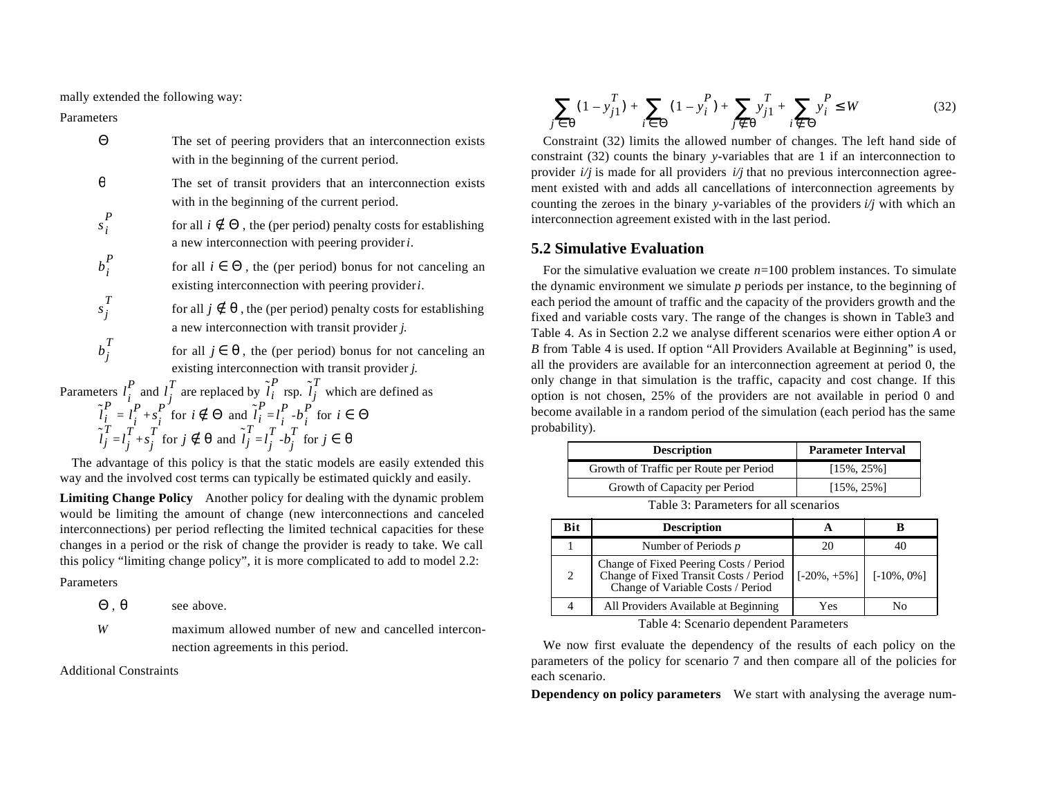mally extended the following way:

Parameters

| | |
|---|---|
| $\Theta$ | The set of peering providers that an interconnection exists with in the beginning of the current period. |
| $\theta$ | The set of transit providers that an interconnection exists with in the beginning of the current period. |
| $s_i^P$ | for all $i \notin \Theta$, the (per period) penalty costs for establishing a new interconnection with peering provider $i$. |
| $b_i^P$ | for all $i \in \Theta$, the (per period) bonus for not canceling an existing interconnection with peering provider $i$. |
| $s_j^T$ | for all $j \notin \theta$, the (per period) penalty costs for establishing a new interconnection with transit provider $j$. |
| $b_j^T$ | for all $j \in \theta$, the (per period) bonus for not canceling an existing interconnection with transit provider $j$. |

Parameters $l_i^P$ and $l_j^T$ are replaced by $\tilde{l}_i^P$ rsp. $\tilde{l}_j^T$ which are defined as

$$\tilde{l}_i^P = l_i^P + s_i^P \text{ for } i \notin \Theta \text{ and } \tilde{l}_i^P = l_i^P - b_i^P \text{ for } i \in \Theta$$

$$\tilde{l}_j^T = l_j^T + s_j^T \text{ for } j \notin \theta \text{ and } \tilde{l}_j^T = l_j^T - b_j^T \text{ for } j \in \theta$$

The advantage of this policy is that the static models are easily extended this way and the involved cost terms can typically be estimated quickly and easily.

**Limiting Change Policy** Another policy for dealing with the dynamic problem would be limiting the amount of change (new interconnections and canceled interconnections) per period reflecting the limited technical capacities for these changes in a period or the risk of change the provider is ready to take. We call this policy "limiting change policy", it is more complicated to add to model 2.2:

Parameters

| | |
|---|---|
| $\Theta$, $\theta$ | see above. |
| $W$ | maximum allowed number of new and cancelled interconnection agreements in this period. |

Additional Constraints

$$\sum_{j \in \theta} (1 - y_{j1}^T) + \sum_{i \in \Theta} (1 - y_i^P) + \sum_{j \notin \theta} y_{j1}^T + \sum_{i \notin \Theta} y_i^P \le W \tag{32}$$

Constraint (32) limits the allowed number of changes. The left hand side of constraint (32) counts the binary $y$-variables that are 1 if an interconnection to provider $i/j$ is made for all providers $i/j$ that no previous interconnection agreement existed with and adds all cancellations of interconnection agreements by counting the zeroes in the binary $y$-variables of the providers $i/j$ with which an interconnection agreement existed with in the last period.

## 5.2 Simulative Evaluation

For the simulative evaluation we create $n$=100 problem instances. To simulate the dynamic environment we simulate $p$ periods per instance, to the beginning of each period the amount of traffic and the capacity of the providers growth and the fixed and variable costs vary. The range of the changes is shown in Table3 and Table 4. As in Section 2.2 we analyse different scenarios were either option $A$ or $B$ from Table 4 is used. If option "All Providers Available at Beginning" is used, all the providers are available for an interconnection agreement at period 0, the only change in that simulation is the traffic, capacity and cost change. If this option is not chosen, 25% of the providers are not available in period 0 and become available in a random period of the simulation (each period has the same probability).

| Description | Parameter Interval |
|---|---|
| Growth of Traffic per Route per Period | [15%, 25%] |
| Growth of Capacity per Period | [15%, 25%] |

Table 3: Parameters for all scenarios

| Bit | Description | A | B |
|---|---|---|---|
| 1 | Number of Periods $p$ | 20 | 40 |
| 2 | Change of Fixed Peering Costs / Period<br>Change of Fixed Transit Costs / Period<br>Change of Variable Costs / Period | [-20%, +5%] | [-10%, 0%] |
| 4 | All Providers Available at Beginning | Yes | No |

Table 4: Scenario dependent Parameters

We now first evaluate the dependency of the results of each policy on the parameters of the policy for scenario 7 and then compare all of the policies for each scenario.

**Dependency on policy parameters** We start with analysing the average num-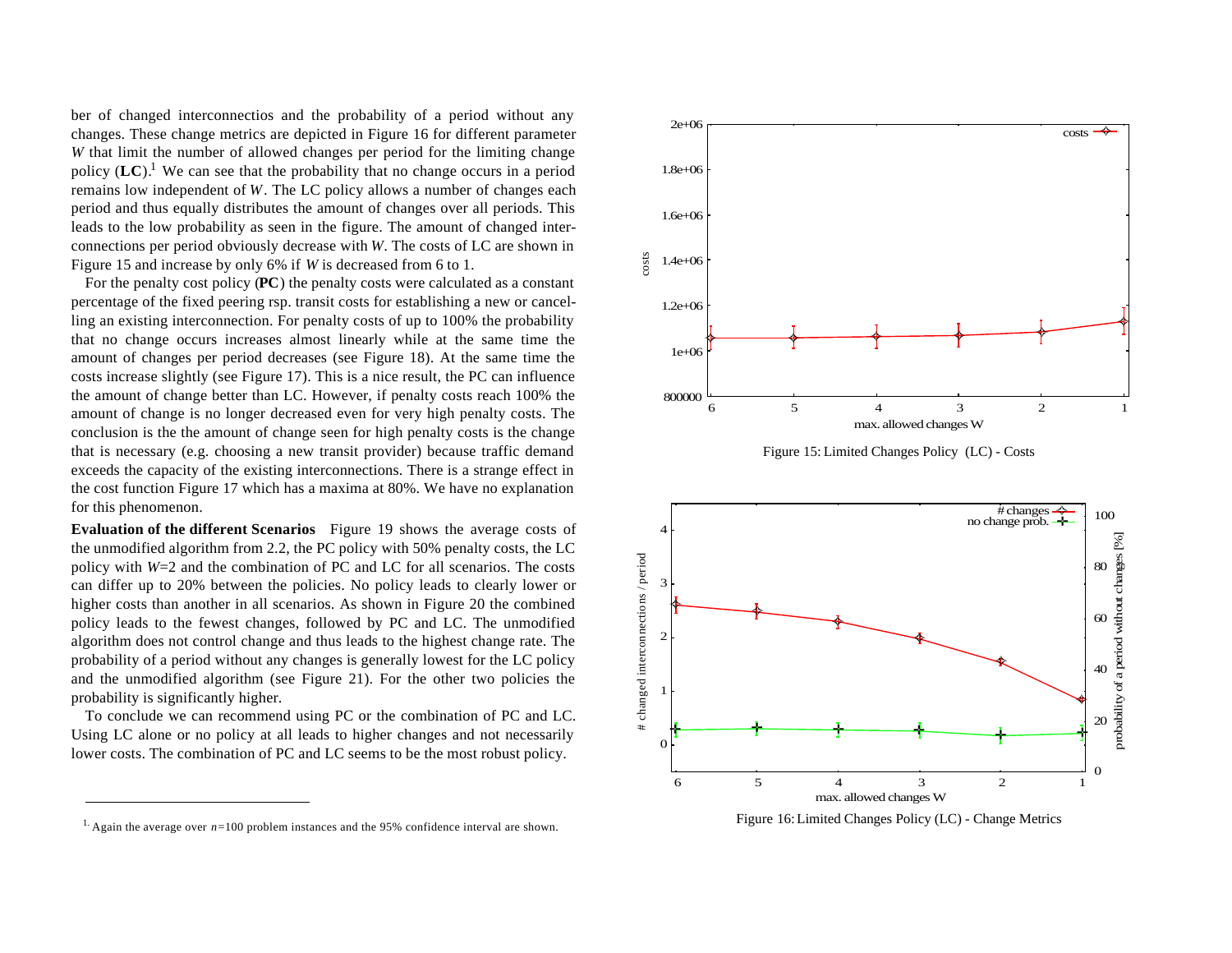ber of changed interconnectios and the probability of a period without any changes. These change metrics are depicted in Figure 16 for different parameter $W$ that limit the number of allowed changes per period for the limiting change policy (**LC**).[1] We can see that the probability that no change occurs in a period remains low independent of $W$. The LC policy allows a number of changes each period and thus equally distributes the amount of changes over all periods. This leads to the low probability as seen in the figure. The amount of changed interconnections per period obviously decrease with $W$. The costs of LC are shown in Figure 15 and increase by only 6% if $W$ is decreased from 6 to 1.

For the penalty cost policy (**PC**) the penalty costs were calculated as a constant percentage of the fixed peering rsp. transit costs for establishing a new or cancelling an existing interconnection. For penalty costs of up to 100% the probability that no change occurs increases almost linearly while at the same time the amount of changes per period decreases (see Figure 18). At the same time the costs increase slightly (see Figure 17). This is a nice result, the PC can influence the amount of change better than LC. However, if penalty costs reach 100% the amount of change is no longer decreased even for very high penalty costs. The conclusion is the the amount of change seen for high penalty costs is the change that is necessary (e.g. choosing a new transit provider) because traffic demand exceeds the capacity of the existing interconnections. There is a strange effect in the cost function Figure 17 which has a maxima at 80%. We have no explanation for this phenomenon.

**Evaluation of the different Scenarios** Figure 19 shows the average costs of the unmodified algorithm from 2.2, the PC policy with 50% penalty costs, the LC policy with $W$=2 and the combination of PC and LC for all scenarios. The costs can differ up to 20% between the policies. No policy leads to clearly lower or higher costs than another in all scenarios. As shown in Figure 20 the combined policy leads to the fewest changes, followed by PC and LC. The unmodified algorithm does not control change and thus leads to the highest change rate. The probability of a period without any changes is generally lowest for the LC policy and the unmodified algorithm (see Figure 21). For the other two policies the probability is significantly higher.

To conclude we can recommend using PC or the combination of PC and LC. Using LC alone or no policy at all leads to higher changes and not necessarily lower costs. The combination of PC and LC seems to be the most robust policy.

[1] Again the average over $n$=100 problem instances and the 95% confidence interval are shown.

Figure 15: Limited Changes Policy (LC) - Costs

Figure 16: Limited Changes Policy (LC) - Change Metrics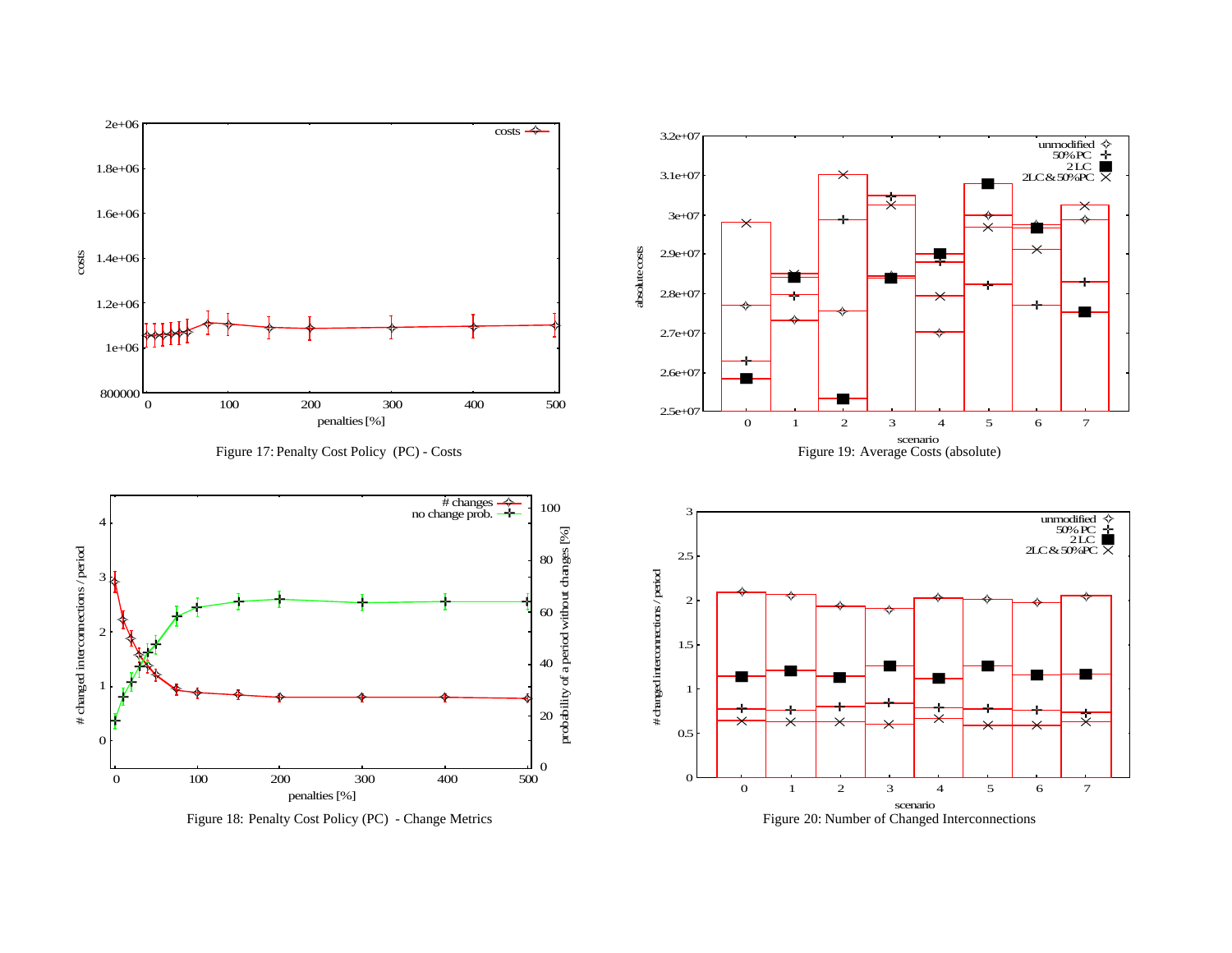Figure 17: Penalty Cost Policy (PC) - Costs

Figure 19: Average Costs (absolute)

Figure 18: Penalty Cost Policy (PC) - Change Metrics

Figure 20: Number of Changed Interconnections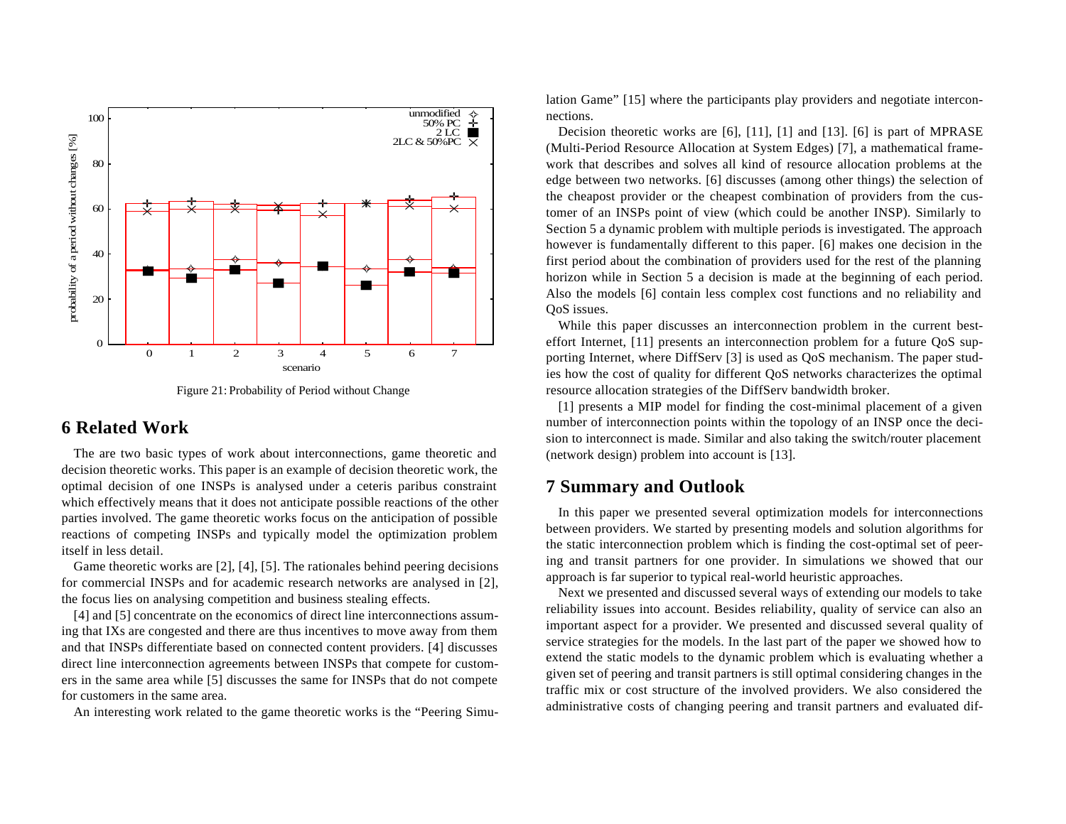Figure 21: Probability of Period without Change

## 6 Related Work

The are two basic types of work about interconnections, game theoretic and decision theoretic works. This paper is an example of decision theoretic work, the optimal decision of one INSPs is analysed under a ceteris paribus constraint which effectively means that it does not anticipate possible reactions of the other parties involved. The game theoretic works focus on the anticipation of possible reactions of competing INSPs and typically model the optimization problem itself in less detail.

Game theoretic works are [2], [4], [5]. The rationales behind peering decisions for commercial INSPs and for academic research networks are analysed in [2], the focus lies on analysing competition and business stealing effects.

[4] and [5] concentrate on the economics of direct line interconnections assuming that IXs are congested and there are thus incentives to move away from them and that INSPs differentiate based on connected content providers. [4] discusses direct line interconnection agreements between INSPs that compete for customers in the same area while [5] discusses the same for INSPs that do not compete for customers in the same area.

An interesting work related to the game theoretic works is the "Peering Simulation Game" [15] where the participants play providers and negotiate interconnections.

Decision theoretic works are [6], [11], [1] and [13]. [6] is part of MPRASE (Multi-Period Resource Allocation at System Edges) [7], a mathematical framework that describes and solves all kind of resource allocation problems at the edge between two networks. [6] discusses (among other things) the selection of the cheapost provider or the cheapest combination of providers from the customer of an INSPs point of view (which could be another INSP). Similarly to Section 5 a dynamic problem with multiple periods is investigated. The approach however is fundamentally different to this paper. [6] makes one decision in the first period about the combination of providers used for the rest of the planning horizon while in Section 5 a decision is made at the beginning of each period. Also the models [6] contain less complex cost functions and no reliability and QoS issues.

While this paper discusses an interconnection problem in the current best-effort Internet, [11] presents an interconnection problem for a future QoS supporting Internet, where DiffServ [3] is used as QoS mechanism. The paper studies how the cost of quality for different QoS networks characterizes the optimal resource allocation strategies of the DiffServ bandwidth broker.

[1] presents a MIP model for finding the cost-minimal placement of a given number of interconnection points within the topology of an INSP once the decision to interconnect is made. Similar and also taking the switch/router placement (network design) problem into account is [13].

## 7 Summary and Outlook

In this paper we presented several optimization models for interconnections between providers. We started by presenting models and solution algorithms for the static interconnection problem which is finding the cost-optimal set of peering and transit partners for one provider. In simulations we showed that our approach is far superior to typical real-world heuristic approaches.

Next we presented and discussed several ways of extending our models to take reliability issues into account. Besides reliability, quality of service can also an important aspect for a provider. We presented and discussed several quality of service strategies for the models. In the last part of the paper we showed how to extend the static models to the dynamic problem which is evaluating whether a given set of peering and transit partners is still optimal considering changes in the traffic mix or cost structure of the involved providers. We also considered the administrative costs of changing peering and transit partners and evaluated dif-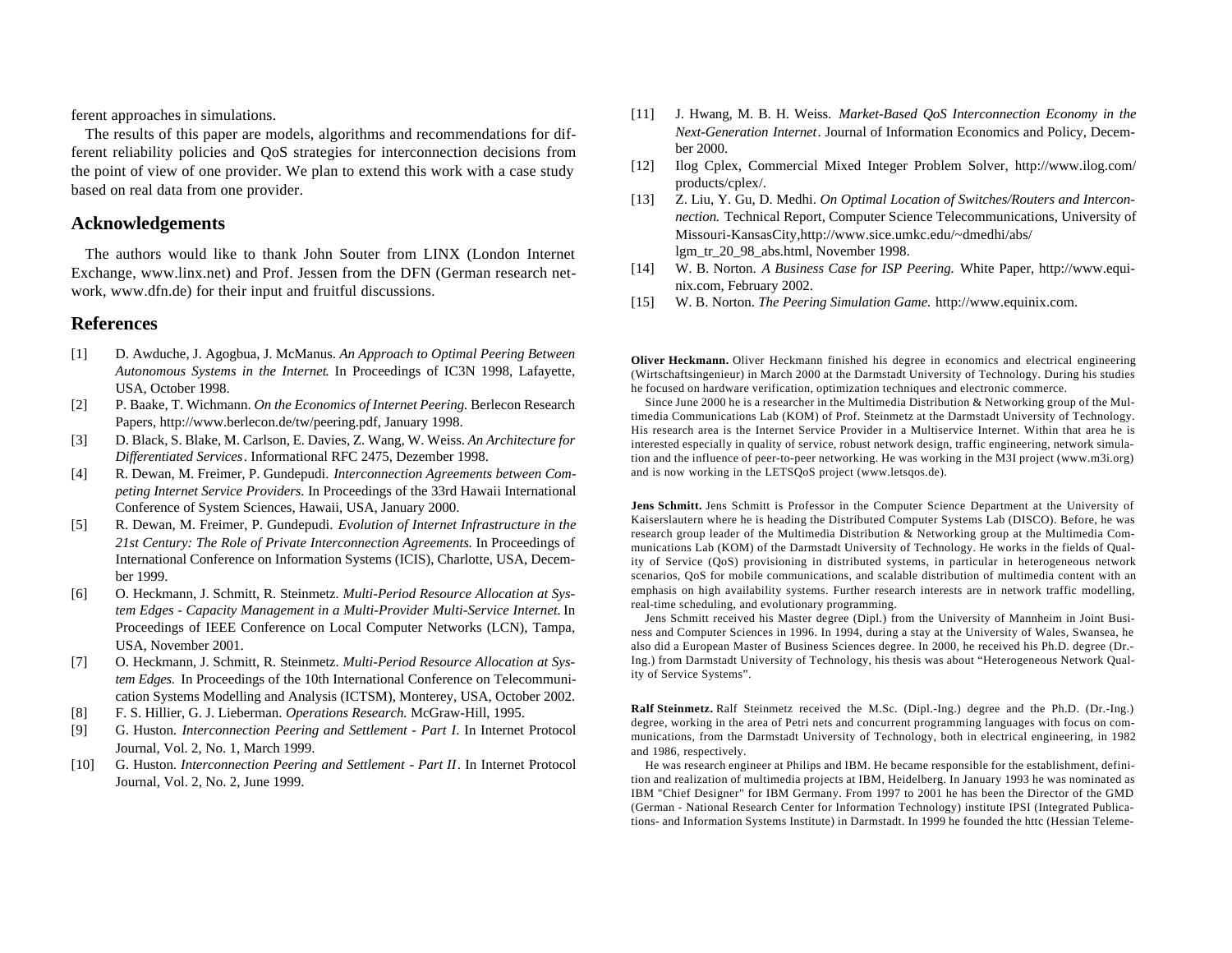ferent approaches in simulations.

The results of this paper are models, algorithms and recommendations for different reliability policies and QoS strategies for interconnection decisions from the point of view of one provider. We plan to extend this work with a case study based on real data from one provider.

## Acknowledgements

The authors would like to thank John Souter from LINX (London Internet Exchange, www.linx.net) and Prof. Jessen from the DFN (German research network, www.dfn.de) for their input and fruitful discussions.

## References

[1] D. Awduche, J. Agogbua, J. McManus. *An Approach to Optimal Peering Between Autonomous Systems in the Internet.* In Proceedings of IC3N 1998, Lafayette, USA, October 1998.

[2] P. Baake, T. Wichmann. *On the Economics of Internet Peering.* Berlecon Research Papers, http://www.berlecon.de/tw/peering.pdf, January 1998.

[3] D. Black, S. Blake, M. Carlson, E. Davies, Z. Wang, W. Weiss. *An Architecture for Differentiated Services*. Informational RFC 2475, Dezember 1998.

[4] R. Dewan, M. Freimer, P. Gundepudi. *Interconnection Agreements between Competing Internet Service Providers.* In Proceedings of the 33rd Hawaii International Conference of System Sciences, Hawaii, USA, January 2000.

[5] R. Dewan, M. Freimer, P. Gundepudi. *Evolution of Internet Infrastructure in the 21st Century: The Role of Private Interconnection Agreements.* In Proceedings of International Conference on Information Systems (ICIS), Charlotte, USA, December 1999.

[6] O. Heckmann, J. Schmitt, R. Steinmetz. *Multi-Period Resource Allocation at System Edges - Capacity Management in a Multi-Provider Multi-Service Internet.* In Proceedings of IEEE Conference on Local Computer Networks (LCN), Tampa, USA, November 2001.

[7] O. Heckmann, J. Schmitt, R. Steinmetz. *Multi-Period Resource Allocation at System Edges.* In Proceedings of the 10th International Conference on Telecommunication Systems Modelling and Analysis (ICTSM), Monterey, USA, October 2002.

[8] F. S. Hillier, G. J. Lieberman. *Operations Research.* McGraw-Hill, 1995.

[9] G. Huston. *Interconnection Peering and Settlement - Part I*. In Internet Protocol Journal, Vol. 2, No. 1, March 1999.

[10] G. Huston. *Interconnection Peering and Settlement - Part II*. In Internet Protocol Journal, Vol. 2, No. 2, June 1999.

[11] J. Hwang, M. B. H. Weiss. *Market-Based QoS Interconnection Economy in the Next-Generation Internet*. Journal of Information Economics and Policy, December 2000.

[12] Ilog Cplex, Commercial Mixed Integer Problem Solver, http://www.ilog.com/products/cplex/.

[13] Z. Liu, Y. Gu, D. Medhi. *On Optimal Location of Switches/Routers and Interconnection.* Technical Report, Computer Science Telecommunications, University of Missouri-KansasCity,http://www.sice.umkc.edu/~dmedhi/abs/lgm_tr_20_98_abs.html, November 1998.

[14] W. B. Norton. *A Business Case for ISP Peering.* White Paper, http://www.equinix.com, February 2002.

[15] W. B. Norton. *The Peering Simulation Game.* http://www.equinix.com.

**Oliver Heckmann.** Oliver Heckmann finished his degree in economics and electrical engineering (Wirtschaftsingenieur) in March 2000 at the Darmstadt University of Technology. During his studies he focused on hardware verification, optimization techniques and electronic commerce.

Since June 2000 he is a researcher in the Multimedia Distribution & Networking group of the Multimedia Communications Lab (KOM) of Prof. Steinmetz at the Darmstadt University of Technology. His research area is the Internet Service Provider in a Multiservice Internet. Within that area he is interested especially in quality of service, robust network design, traffic engineering, network simulation and the influence of peer-to-peer networking. He was working in the M3I project (www.m3i.org) and is now working in the LETSQoS project (www.letsqos.de).

**Jens Schmitt.** Jens Schmitt is Professor in the Computer Science Department at the University of Kaiserslautern where he is heading the Distributed Computer Systems Lab (DISCO). Before, he was research group leader of the Multimedia Distribution & Networking group at the Multimedia Communications Lab (KOM) of the Darmstadt University of Technology. He works in the fields of Quality of Service (QoS) provisioning in distributed systems, in particular in heterogeneous network scenarios, QoS for mobile communications, and scalable distribution of multimedia content with an emphasis on high availability systems. Further research interests are in network traffic modelling, real-time scheduling, and evolutionary programming.

Jens Schmitt received his Master degree (Dipl.) from the University of Mannheim in Joint Business and Computer Sciences in 1996. In 1994, during a stay at the University of Wales, Swansea, he also did a European Master of Business Sciences degree. In 2000, he received his Ph.D. degree (Dr.-Ing.) from Darmstadt University of Technology, his thesis was about "Heterogeneous Network Quality of Service Systems".

**Ralf Steinmetz.** Ralf Steinmetz received the M.Sc. (Dipl.-Ing.) degree and the Ph.D. (Dr.-Ing.) degree, working in the area of Petri nets and concurrent programming languages with focus on communications, from the Darmstadt University of Technology, both in electrical engineering, in 1982 and 1986, respectively.

He was research engineer at Philips and IBM. He became responsible for the establishment, definition and realization of multimedia projects at IBM, Heidelberg. In January 1993 he was nominated as IBM "Chief Designer" for IBM Germany. From 1997 to 2001 he has been the Director of the GMD (German - National Research Center for Information Technology) institute IPSI (Integrated Publications- and Information Systems Institute) in Darmstadt. In 1999 he founded the httc (Hessian Teleme-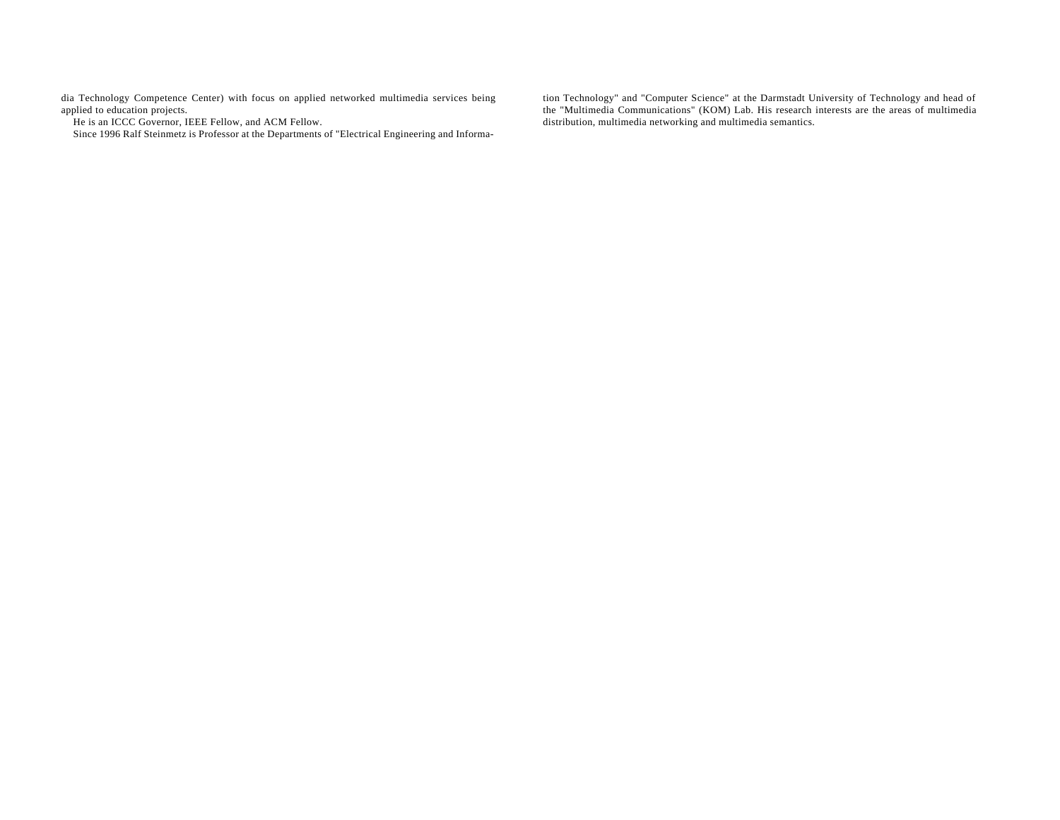dia Technology Competence Center) with focus on applied networked multimedia services being applied to education projects.

He is an ICCC Governor, IEEE Fellow, and ACM Fellow.

Since 1996 Ralf Steinmetz is Professor at the Departments of "Electrical Engineering and Information Technology" and "Computer Science" at the Darmstadt University of Technology and head of the "Multimedia Communications" (KOM) Lab. His research interests are the areas of multimedia distribution, multimedia networking and multimedia semantics.